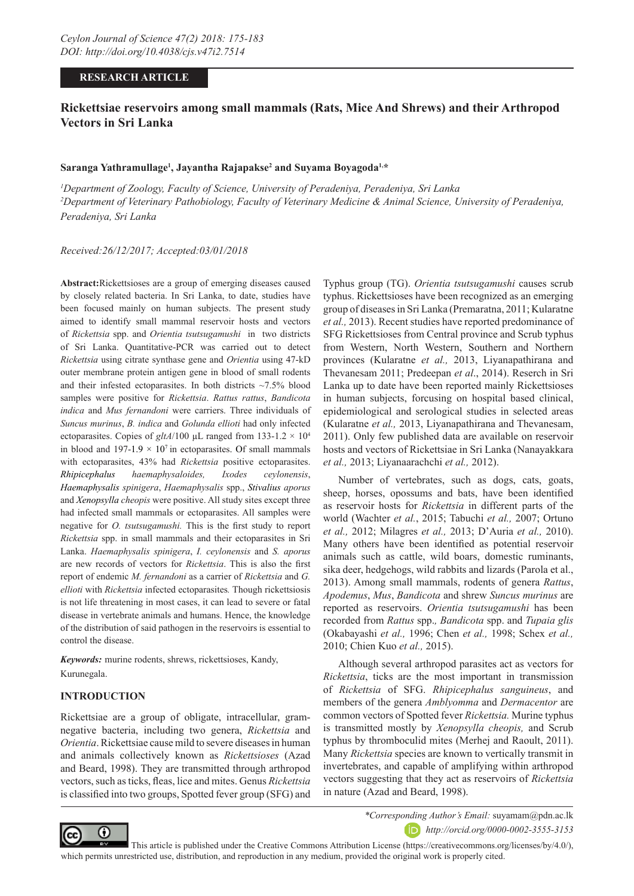RESEARCH ARTICLE

# Rickettsiae reservoirs among small mammals (Rats, Mice And Shrews) and their Arthropod Vectors in Sri Lanka

**Saranga Yathramullage[1], Jayantha Rajapakse[2] and Suyama Boyagoda[1,*]**

*[1]Department of Zoology, Faculty of Science, University of Peradeniya, Peradeniya, Sri Lanka*
*[2]Department of Veterinary Pathobiology, Faculty of Veterinary Medicine & Animal Science, University of Peradeniya, Peradeniya, Sri Lanka*

*Received:26/12/2017; Accepted:03/01/2018*

**Abstract:** Rickettsioses are a group of emerging diseases caused by closely related bacteria. In Sri Lanka, to date, studies have been focused mainly on human subjects. The present study aimed to identify small mammal reservoir hosts and vectors of *Rickettsia* spp. and *Orientia tsutsugamushi* in two districts of Sri Lanka. Quantitative-PCR was carried out to detect *Rickettsia* using citrate synthase gene and *Orientia* using 47-kD outer membrane protein antigen gene in blood of small rodents and their infested ectoparasites. In both districts ~7.5% blood samples were positive for *Rickettsia*. *Rattus rattus*, *Bandicota indica* and *Mus fernandoni* were carriers. Three individuals of *Suncus murinus*, *B. indica* and *Golunda ellioti* had only infected ectoparasites. Copies of *gltA*/100 µL ranged from 133-1.2 × $10^4$ in blood and 197-1.9 × $10^7$ in ectoparasites. Of small mammals with ectoparasites, 43% had *Rickettsia* positive ectoparasites. ***Rhipicephalus haemaphysaloides***, ***Ixodes ceylonensis***, ***Haemaphysalis spinigera***, ***Haemaphysalis*** spp., ***Stivalius aporus*** and ***Xenopsylla cheopis*** were positive. All study sites except three had infected small mammals or ectoparasites. All samples were negative for *O. tsutsugamushi.* This is the first study to report *Rickettsia* spp. in small mammals and their ectoparasites in Sri Lanka. *Haemaphysalis spinigera*, *I. ceylonensis* and *S. aporus* are new records of vectors for *Rickettsia*. This is also the first report of endemic *M. fernandoni* as a carrier of *Rickettsia* and *G. ellioti* with *Rickettsia* infected ectoparasites*.* Though rickettsiosis is not life threatening in most cases, it can lead to severe or fatal disease in vertebrate animals and humans. Hence, the knowledge of the distribution of said pathogen in the reservoirs is essential to control the disease.

***Keywords:*** murine rodents, shrews, rickettsioses, Kandy, Kurunegala.

## INTRODUCTION

Rickettsiae are a group of obligate, intracellular, gram-negative bacteria, including two genera, *Rickettsia* and *Orientia*. Rickettsiae cause mild to severe diseases in human and animals collectively known as *Rickettsioses* (Azad and Beard, 1998). They are transmitted through arthropod vectors, such as ticks, fleas, lice and mites. Genus *Rickettsia* is classified into two groups, Spotted fever group (SFG) and Typhus group (TG). *Orientia tsutsugamushi* causes scrub typhus. Rickettsioses have been recognized as an emerging group of diseases in Sri Lanka (Premaratna, 2011; Kularatne *et al.,* 2013). Recent studies have reported predominance of SFG Rickettsioses from Central province and Scrub typhus from Western, North Western, Southern and Northern provinces (Kularatne *et al.,* 2013, Liyanapathirana and Thevanesam 2011; Predeepan *et al*., 2014). Reserch in Sri Lanka up to date have been reported mainly Rickettsioses in human subjects, forcusing on hospital based clinical, epidemiological and serological studies in selected areas (Kularatne *et al.,* 2013, Liyanapathirana and Thevanesam, 2011). Only few published data are available on reservoir hosts and vectors of Rickettsiae in Sri Lanka (Nanayakkara *et al.,* 2013; Liyanaarachchi *et al.,* 2012).

Number of vertebrates, such as dogs, cats, goats, sheep, horses, opossums and bats, have been identified as reservoir hosts for *Rickettsia* in different parts of the world (Wachter *et al.*, 2015; Tabuchi *et al.,* 2007; Ortuno *et al.,* 2012; Milagres *et al.,* 2013; D'Auria *et al.,* 2010). Many others have been identified as potential reservoir animals such as cattle, wild boars, domestic ruminants, sika deer, hedgehogs, wild rabbits and lizards (Parola et al., 2013). Among small mammals, rodents of genera *Rattus*, *Apodemus*, *Mus*, *Bandicota* and shrew *Suncus murinus* are reported as reservoirs. *Orientia tsutsugamushi* has been recorded from *Rattus* spp.*, Bandicota* spp. and *Tupaia glis* (Okabayashi *et al.,* 1996; Chen *et al.,* 1998; Schex *et al.,* 2010; Chien Kuo *et al.,* 2015).

Although several arthropod parasites act as vectors for *Rickettsia*, ticks are the most important in transmission of *Rickettsia* of SFG. *Rhipicephalus sanguineus*, and members of the genera *Amblyomma* and *Dermacentor* are common vectors of Spotted fever *Rickettsia.* Murine typhus is transmitted mostly by *Xenopsylla cheopis,* and Scrub typhus by thromboculid mites (Merhej and Raoult, 2011). Many *Rickettsia* species are known to vertically transmit in invertebrates, and capable of amplifying within arthropod vectors suggesting that they act as reservoirs of *Rickettsia* in nature (Azad and Beard, 1998).

*\*Corresponding Author's Email:* suyamam@pdn.ac.lk
*http://orcid.org/0000-0002-3555-3153*

This article is published under the Creative Commons Attribution License (https://creativecommons.org/licenses/by/4.0/), which permits unrestricted use, distribution, and reproduction in any medium, provided the original work is properly cited.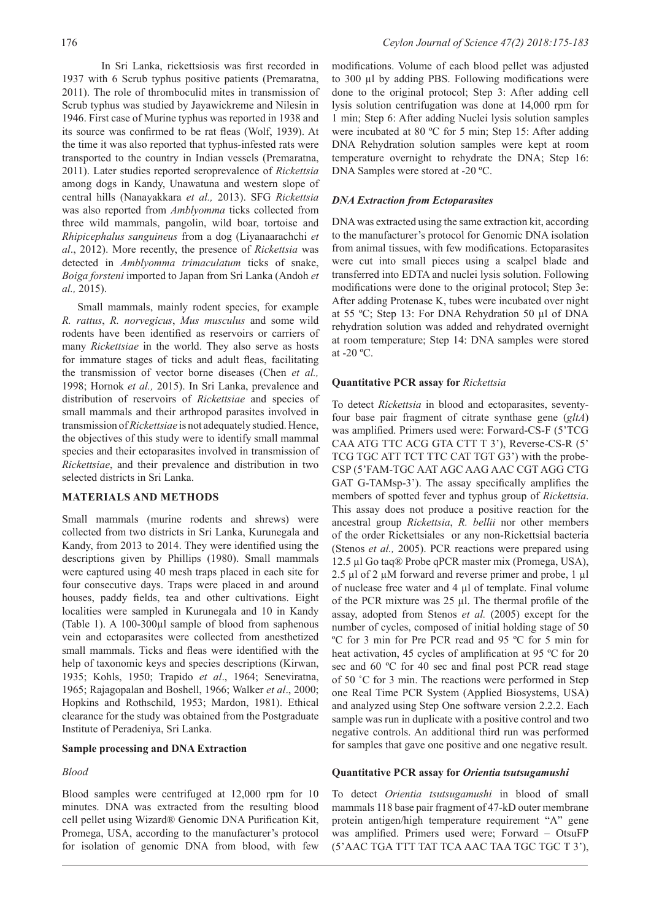In Sri Lanka, rickettsiosis was first recorded in 1937 with 6 Scrub typhus positive patients (Premaratna, 2011). The role of thromboculid mites in transmission of Scrub typhus was studied by Jayawickreme and Nilesin in 1946. First case of Murine typhus was reported in 1938 and its source was confirmed to be rat fleas (Wolf, 1939). At the time it was also reported that typhus-infested rats were transported to the country in Indian vessels (Premaratna, 2011). Later studies reported seroprevalence of *Rickettsia* among dogs in Kandy, Unawatuna and western slope of central hills (Nanayakkara *et al.,* 2013). SFG *Rickettsia* was also reported from *Amblyomma* ticks collected from three wild mammals, pangolin, wild boar, tortoise and *Rhipicephalus sanguineus* from a dog (Liyanaarachchi *et al*., 2012). More recently, the presence of *Rickettsia* was detected in *Amblyomma trimaculatum* ticks of snake, *Boiga forsteni* imported to Japan from Sri Lanka (Andoh *et al.,* 2015).

Small mammals, mainly rodent species, for example *R. rattus*, *R. norvegicus*, *Mus musculus* and some wild rodents have been identified as reservoirs or carriers of many *Rickettsiae* in the world. They also serve as hosts for immature stages of ticks and adult fleas, facilitating the transmission of vector borne diseases (Chen *et al.,* 1998; Hornok *et al.,* 2015). In Sri Lanka, prevalence and distribution of reservoirs of *Rickettsiae* and species of small mammals and their arthropod parasites involved in transmission of *Rickettsiae* is not adequately studied. Hence, the objectives of this study were to identify small mammal species and their ectoparasites involved in transmission of *Rickettsiae*, and their prevalence and distribution in two selected districts in Sri Lanka.

## MATERIALS AND METHODS

Small mammals (murine rodents and shrews) were collected from two districts in Sri Lanka, Kurunegala and Kandy, from 2013 to 2014. They were identified using the descriptions given by Phillips (1980). Small mammals were captured using 40 mesh traps placed in each site for four consecutive days. Traps were placed in and around houses, paddy fields, tea and other cultivations. Eight localities were sampled in Kurunegala and 10 in Kandy (Table 1). A 100-300µl sample of blood from saphenous vein and ectoparasites were collected from anesthetized small mammals. Ticks and fleas were identified with the help of taxonomic keys and species descriptions (Kirwan, 1935; Kohls, 1950; Trapido *et al*., 1964; Seneviratna, 1965; Rajagopalan and Boshell, 1966; Walker *et al*., 2000; Hopkins and Rothschild, 1953; Mardon, 1981). Ethical clearance for the study was obtained from the Postgraduate Institute of Peradeniya, Sri Lanka.

### Sample processing and DNA Extraction

#### *Blood*

Blood samples were centrifuged at 12,000 rpm for 10 minutes. DNA was extracted from the resulting blood cell pellet using Wizard® Genomic DNA Purification Kit, Promega, USA, according to the manufacturer's protocol for isolation of genomic DNA from blood, with few modifications. Volume of each blood pellet was adjusted to 300 µl by adding PBS. Following modifications were done to the original protocol; Step 3: After adding cell lysis solution centrifugation was done at 14,000 rpm for 1 min; Step 6: After adding Nuclei lysis solution samples were incubated at 80 ºC for 5 min; Step 15: After adding DNA Rehydration solution samples were kept at room temperature overnight to rehydrate the DNA; Step 16: DNA Samples were stored at -20 ºC.

#### *DNA Extraction from Ectoparasites*

DNA was extracted using the same extraction kit, according to the manufacturer's protocol for Genomic DNA isolation from animal tissues, with few modifications. Ectoparasites were cut into small pieces using a scalpel blade and transferred into EDTA and nuclei lysis solution. Following modifications were done to the original protocol; Step 3e: After adding Protenase K, tubes were incubated over night at 55 ºC; Step 13: For DNA Rehydration 50 µl of DNA rehydration solution was added and rehydrated overnight at room temperature; Step 14: DNA samples were stored at -20 ºC.

### Quantitative PCR assay for *Rickettsia*

To detect *Rickettsia* in blood and ectoparasites, seventy-four base pair fragment of citrate synthase gene (*gltA*) was amplified. Primers used were: Forward-CS-F (5'TCG CAA ATG TTC ACG GTA CTT T 3'), Reverse-CS-R (5' TCG TGC ATT TCT TTC CAT TGT G3') with the probe-CSP (5'FAM-TGC AAT AGC AAG AAC CGT AGG CTG GAT G-TAMsp-3'). The assay specifically amplifies the members of spotted fever and typhus group of *Rickettsia*. This assay does not produce a positive reaction for the ancestral group *Rickettsia*, *R. bellii* nor other members of the order Rickettsiales or any non-Rickettsial bacteria (Stenos *et al.,* 2005). PCR reactions were prepared using 12.5 µl Go taq® Probe qPCR master mix (Promega, USA), 2.5 µl of 2 µM forward and reverse primer and probe, 1 µl of nuclease free water and 4 µl of template. Final volume of the PCR mixture was 25 µl. The thermal profile of the assay, adopted from Stenos *et al.* (2005) except for the number of cycles, composed of initial holding stage of 50 ºC for 3 min for Pre PCR read and 95 ºC for 5 min for heat activation, 45 cycles of amplification at 95 ºC for 20 sec and 60 ºC for 40 sec and final post PCR read stage of 50 ˚C for 3 min. The reactions were performed in Step one Real Time PCR System (Applied Biosystems, USA) and analyzed using Step One software version 2.2.2. Each sample was run in duplicate with a positive control and two negative controls. An additional third run was performed for samples that gave one positive and one negative result.

### Quantitative PCR assay for *Orientia tsutsugamushi*

To detect *Orientia tsutsugamushi* in blood of small mammals 118 base pair fragment of 47-kD outer membrane protein antigen/high temperature requirement "A" gene was amplified. Primers used were; Forward – OtsuFP (5'AAC TGA TTT TAT TCA AAC TAA TGC TGC T 3'),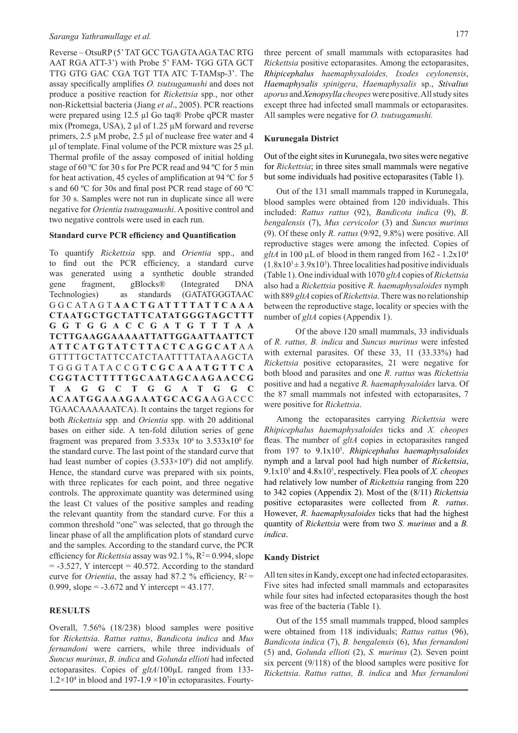Reverse – OtsuRP (5' TAT GCC TGA GTA AGA TAC RTG AAT RGA ATT-3') with Probe 5' FAM- TGG GTA GCT TTG GTG GAC CGA TGT TTA ATC T-TAMsp-3'. The assay specifically amplifies *O. tsutsugamushi* and does not produce a positive reaction for *Rickettsia* spp., nor other non-Rickettsial bacteria (Jiang *et al*., 2005). PCR reactions were prepared using 12.5 µl Go taq® Probe qPCR master mix (Promega, USA), 2 µl of 1.25 µM forward and reverse primers, 2.5 µM probe, 2.5 µl of nuclease free water and 4 µl of template. Final volume of the PCR mixture was 25 µl. Thermal profile of the assay composed of initial holding stage of 60 ºC for 30 s for Pre PCR read and 94 ºC for 5 min for heat activation, 45 cycles of amplification at 94 ºC for 5 s and 60 ºC for 30s and final post PCR read stage of 60 ºC for 30 s. Samples were not run in duplicate since all were negative for *Orientia tsutsugamushi*. A positive control and two negative controls were used in each run.

**Standard curve PCR efficiency and Quantification**

To quantify *Rickettsia* spp. and *Orientia* spp., and to find out the PCR efficiency, a standard curve was generated using a synthetic double stranded gene fragment, gBlocks® (Integrated DNA Technologies) as standards (GATATGGGTAACGGCATAGT**AACTGATTTTATTCAAACTAATGCTGCTATTCATATGGGTAGCTTTGGTGGACCGATGTTTAATCTTGAAGGAAAAATTATTGGAATTAATTCTATTCATGTATCTTACTCAGGCAT**AAGTTTTGCTATTCCATCTAATTTTATAAAGCTATGGGTATACCG**TCGCAAATGTTCACGGTACTTTTTGCAATAGCAAGAACCGTAGGCTGGATGGCACAATGGAAAGAAATGCACGA**AGACCCTGAACAAAAAATCA). It contains the target regions for both *Rickettsia* spp*.* and *Orientia* spp. with 20 additional bases on either side. A ten-fold dilution series of gene fragment was prepared from $3.533 \times 10^6$ to $3.533 \times 10^0$ for the standard curve. The last point of the standard curve that had least number of copies ($3.533 \times 10^0$) did not amplify. Hence, the standard curve was prepared with six points, with three replicates for each point, and three negative controls. The approximate quantity was determined using the least Ct values of the positive samples and reading the relevant quantity from the standard curve. For this a common threshold "one" was selected, that go through the linear phase of all the amplification plots of standard curve and the samples. According to the standard curve, the PCR efficiency for *Rickettsia* assay was 92.1 %, $R^2 = 0.994$, slope = -3.527, Y intercept = 40.572. According to the standard curve for *Orientia*, the assay had 87.2 % efficiency, $R^2 = 0.999$, slope = -3.672 and Y intercept = 43.177.

## RESULTS

Overall, 7.56% (18/238) blood samples were positive for *Rickettsia*. *Rattus rattus*, *Bandicota indica* and *Mus fernandoni* were carriers, while three individuals of *Suncus murinus*, *B. indica* and *Golunda ellioti* had infected ectoparasites. Copies of *gltA*/100µL ranged from 133-$1.2 \times 10^4$ in blood and 197-$1.9 \times 10^7$ in ectoparasites. Fourty-three percent of small mammals with ectoparasites had *Rickettsia* positive ectoparasites. Among the ectoparasites, ***Rhipicephalus*** *haemaphysaloides, Ixodes ceylonensis*, *Haemaphysalis spinigera*, *Haemaphysalis* sp., ***Stivalius*** *aporus* and *Xenopsylla cheopes* were positive. All study sites except three had infected small mammals or ectoparasites. All samples were negative for *O. tsutsugamushi.*

**Kurunegala District**

Out of the eight sites in Kurunegala, two sites were negative for *Rickettsia*; in three sites small mammals were negative but some individuals had positive ectoparasites (Table 1).

Out of the 131 small mammals trapped in Kurunegala, blood samples were obtained from 120 individuals. This included: *Rattus rattus* (92), *Bandicota indica* (9), *B. bengalensis* (7), *Mus cervicolor* (3) and *Suncus murinus* (9). Of these only *R. rattus* (9/92, 9.8%) were positive. All reproductive stages were among the infected. Copies of *gltA* in 100 µL of blood in them ranged from 162 - $1.2 \times 10^4$ ($1.8 \times 10^3 \pm 3.9 \times 10^3$). Three localities had positive individuals (Table 1). One individual with 1070 *gltA* copies of *Rickettsia* also had a *Rickettsia* positive *R. haemaphysaloides* nymph with 889 *gltA* copies of *Rickettsia*. There was no relationship between the reproductive stage, locality or species with the number of *gltA* copies (Appendix 1).

Of the above 120 small mammals, 33 individuals of *R. rattus, B. indica* and *Suncus murinus* were infested with external parasites. Of these 33, 11 (33.33%) had *Rickettsia* positive ectoparasites, 21 were negative for both blood and parasites and one *R. rattus* was *Rickettsia* positive and had a negative *R. haemaphysaloides* larva. Of the 87 small mammals not infested with ectoparasites, 7 were positive for *Rickettsia*.

Among the ectoparasites carrying *Rickettsia* were *Rhipicephalus haemaphysaloides* ticks and *X. cheopes* fleas. The number of *gltA* copies in ectoparasites ranged from 197 to $9.1 \times 10^5$. *Rhipicephalus haemaphysaloides* nymph and a larval pool had high number of *Rickettsia*, $9.1 \times 10^5$ and $4.8 \times 10^5$, respectively. Flea pools of *X. cheopes* had relatively low number of *Rickettsia* ranging from 220 to 342 copies (Appendix 2). Most of the (8/11) *Rickettsia* positive ectoparasites were collected from *R. rattus*. However, *R. haemaphysaloides* ticks that had the highest quantity of *Rickettsia* were from two *S. murinus* and a *B. indica*.

**Kandy District**

All ten sites in Kandy, except one had infected ectoparasites. Five sites had infected small mammals and ectoparasites while four sites had infected ectoparasites though the host was free of the bacteria (Table 1).

Out of the 155 small mammals trapped, blood samples were obtained from 118 individuals; *Rattus rattus* (96), *Bandicota indica* (7), *B. bengalensis* (6), *Mus fernandoni* (5) and, *Golunda ellioti* (2), *S. murinus* (2). Seven point six percent (9/118) of the blood samples were positive for *Rickettsia*. *Rattus rattus, B. indica* and *Mus fernandoni*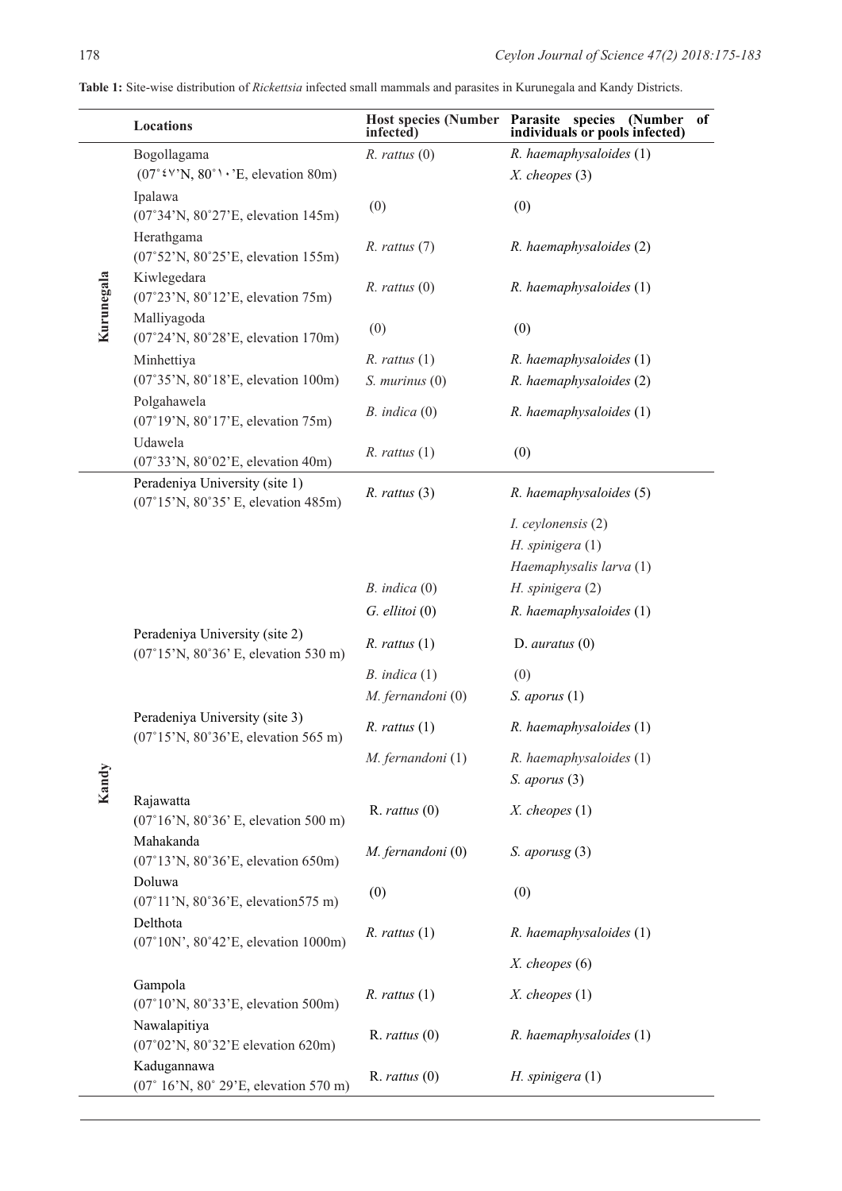**Table 1:** Site-wise distribution of *Rickettsia* infected small mammals and parasites in Kurunegala and Kandy Districts.

| | Locations | Host species (Number infected) | Parasite species (Number of individuals or pools infected) |
|---|---|---|---|
| Kurunegala | Bogollagama (07˚٤٧'N, 80˚١٠'E, elevation 80m) | *R. rattus* (0) | *R. haemaphysaloides* (1) |
| | | | *X. cheopes* (3) |
| | Ipalawa (07˚34'N, 80˚27'E, elevation 145m) | (0) | (0) |
| | Herathgama (07˚52'N, 80˚25'E, elevation 155m) | *R. rattus* (7) | *R. haemaphysaloides* (2) |
| | Kiwlegedara (07˚23'N, 80˚12'E, elevation 75m) | *R. rattus* (0) | *R. haemaphysaloides* (1) |
| | Malliyagoda (07˚24'N, 80˚28'E, elevation 170m) | (0) | (0) |
| | Minhettiya (07˚35'N, 80˚18'E, elevation 100m) | *R. rattus* (1) | *R. haemaphysaloides* (1) |
| | | *S. murinus* (0) | *R. haemaphysaloides* (2) |
| | Polgahawela (07˚19'N, 80˚17'E, elevation 75m) | *B. indica* (0) | *R. haemaphysaloides* (1) |
| | Udawela (07˚33'N, 80˚02'E, elevation 40m) | *R. rattus* (1) | (0) |
| Kandy | Peradeniya University (site 1) (07˚15'N, 80˚35' E, elevation 485m) | *R. rattus* (3) | *R. haemaphysaloides* (5) |
| | | | *I. ceylonensis* (2) |
| | | | *H. spinigera* (1) |
| | | | *Haemaphysalis larva* (1) |
| | | *B. indica* (0) | *H. spinigera* (2) |
| | | *G. ellitoi* (0) | *R. haemaphysaloides* (1) |
| | Peradeniya University (site 2) (07˚15'N, 80˚36' E, elevation 530 m) | *R. rattus* (1) | D. *auratus* (0) |
| | | *B. indica* (1) | (0) |
| | | *M. fernandoni* (0) | *S. aporus* (1) |
| | Peradeniya University (site 3) (07˚15'N, 80˚36'E, elevation 565 m) | *R. rattus* (1) | *R. haemaphysaloides* (1) |
| | | *M. fernandoni* (1) | *R. haemaphysaloides* (1) |
| | | | *S. aporus* (3) |
| | Rajawatta (07˚16'N, 80˚36' E, elevation 500 m) | R. *rattus* (0) | *X. cheopes* (1) |
| | Mahakanda (07˚13'N, 80˚36'E, elevation 650m) | *M. fernandoni* (0) | *S. aporusg* (3) |
| | Doluwa (07˚11'N, 80˚36'E, elevation575 m) | (0) | (0) |
| | Delthota (07˚10N', 80˚42'E, elevation 1000m) | *R. rattus* (1) | *R. haemaphysaloides* (1) |
| | | | *X. cheopes* (6) |
| | Gampola (07˚10'N, 80˚33'E, elevation 500m) | *R. rattus* (1) | *X. cheopes* (1) |
| | Nawalapitiya (07˚02'N, 80˚32'E elevation 620m) | R. *rattus* (0) | *R. haemaphysaloides* (1) |
| | Kadugannawa (07˚ 16'N, 80˚ 29'E, elevation 570 m) | R. *rattus* (0) | *H. spinigera* (1) |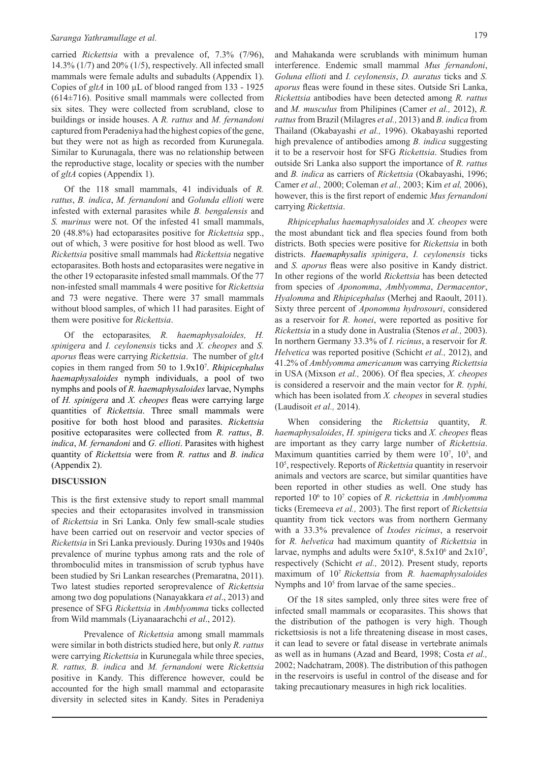carried *Rickettsia* with a prevalence of, 7.3% (7/96), 14.3% (1/7) and 20% (1/5), respectively. All infected small mammals were female adults and subadults (Appendix 1). Copies of *gltA* in 100 µL of blood ranged from 133 - 1925 (614±716). Positive small mammals were collected from six sites. They were collected from scrubland, close to buildings or inside houses. A *R. rattus* and *M. fernandoni* captured from Peradeniya had the highest copies of the gene, but they were not as high as recorded from Kurunegala. Similar to Kurunagala, there was no relationship between the reproductive stage, locality or species with the number of *gltA* copies (Appendix 1).

Of the 118 small mammals, 41 individuals of *R. rattus*, *B. indica*, *M. fernandoni* and *Golunda ellioti* were infested with external parasites while *B. bengalensis* and *S. murinus* were not. Of the infested 41 small mammals, 20 (48.8%) had ectoparasites positive for *Rickettsia* spp., out of which, 3 were positive for host blood as well. Two *Rickettsia* positive small mammals had *Rickettsia* negative ectoparasites. Both hosts and ectoparasites were negative in the other 19 ectoparasite infested small mammals. Of the 77 non-infested small mammals 4 were positive for *Rickettsia* and 73 were negative. There were 37 small mammals without blood samples, of which 11 had parasites. Eight of them were positive for *Rickettsia*.

Of the ectoparasites*, R. haemaphysaloides, H. spinigera* and *I. ceylonensis* ticks and *X. cheopes* and *S. aporus* fleas were carrying *Rickettsia*. The number of *gltA* copies in them ranged from 50 to $1.9\text{x}10^7$. *Rhipicephalus haemaphysaloides* nymph individuals, a pool of two nymphs and pools of *R. haemaphysaloides* larvae, Nymphs of *H. spinigera* and *X. cheopes* fleas were carrying large quantities of *Rickettsia*. Three small mammals were positive for both host blood and parasites. *Rickettsia* positive ectoparasites were collected from *R. rattus*, *B. indica*, *M. fernandoni* and *G. ellioti*. Parasites with highest quantity of *Rickettsia* were from *R. rattus* and *B. indica* (Appendix 2).

## DISCUSSION

This is the first extensive study to report small mammal species and their ectoparasites involved in transmission of *Rickettsia* in Sri Lanka. Only few small-scale studies have been carried out on reservoir and vector species of *Rickettsia* in Sri Lanka previously. During 1930s and 1940s prevalence of murine typhus among rats and the role of thrombocilid mites in transmission of scrub typhus have been studied by Sri Lankan researches (Premaratna, 2011). Two latest studies reported seroprevalence of *Rickettsia* among two dog populations (Nanayakkara *et al*., 2013) and presence of SFG *Rickettsia* in *Amblyomma* ticks collected from Wild mammals (Liyanaarachchi *et al*., 2012).

Prevalence of *Rickettsia* among small mammals were similar in both districts studied here, but only *R. rattus* were carrying *Rickettsia* in Kurunegala while three species, *R. rattus, B. indica* and *M. fernandoni* were *Rickettsia* positive in Kandy. This difference however, could be accounted for the high small mammal and ectoparasite diversity in selected sites in Kandy. Sites in Peradeniya and Mahakanda were scrublands with minimum human interference. Endemic small mammal *Mus fernandoni*, *Goluna ellioti* and *I. ceylonensis*, *D. auratus* ticks and *S. aporus* fleas were found in these sites. Outside Sri Lanka, *Rickettsia* antibodies have been detected among *R. rattus* and *M. musculus* from Philipines (Camer *et al.,* 2012), *R. rattus* from Brazil (Milagres *et al.,* 2013) and *B. indica* from Thailand (Okabayashi *et al.,* 1996). Okabayashi reported high prevalence of antibodies among *B. indica* suggesting it to be a reservoir host for SFG *Rickettsia*. Studies from outside Sri Lanka also support the importance of *R. rattus* and *B. indica* as carriers of *Rickettsia* (Okabayashi, 1996; Camer *et al.,* 2000; Coleman *et al.,* 2003; Kim *et al,* 2006), however, this is the first report of endemic *Mus fernandoni* carrying *Rickettsia*.

*Rhipicephalus haemaphysaloides* and *X. cheopes* were the most abundant tick and flea species found from both districts. Both species were positive for *Rickettsia* in both districts. ***Haemaphysalis*** *spinigera*, *I. ceylonensis* ticks and *S. aporus* fleas were also positive in Kandy district. In other regions of the world *Rickettsia* has been detected from species of *Aponomma*, *Amblyomma*, *Dermacentor*, *Hyalomma* and *Rhipicephalus* (Merhej and Raoult, 2011). Sixty three percent of *Aponomma hydrosouri*, considered as a reservoir for *R. honei*, were reported as positive for *Rickettsia* in a study done in Australia (Stenos *et al.,* 2003). In northern Germany 33.3% of *I. ricinus*, a reservoir for *R. Helvetica* was reported positive (Schicht *et al.,* 2012), and 41.2% of *Amblyomma americanum* was carrying *Rickettsia* in USA (Mixson *et al.,* 2006). Of flea species, *X. cheopes* is considered a reservoir and the main vector for *R. typhi,* which has been isolated from *X. cheopes* in several studies (Laudisoit *et al.,* 2014).

When considering the *Rickettsia* quantity, *R. haemaphysaloides*, *H. spinigera* ticks and *X. cheopes* fleas are important as they carry large number of *Rickettsia*. Maximum quantities carried by them were $10^7$, $10^5$, and $10^5$, respectively. Reports of *Rickettsia* quantity in reservoir animals and vectors are scarce, but similar quantities have been reported in other studies as well. One study has reported $10^6$ to $10^7$ copies of *R. rickettsia* in *Amblyomma* ticks (Eremeeva *et al.,* 2003). The first report of *Rickettsia* quantity from tick vectors was from northern Germany with a 33.3% prevalence of *Ixodes ricinus*, a reservoir for *R. helvetica* had maximum quantity of *Rickettsia* in larvae, nymphs and adults were $5\text{x}10^4$, $8.5\text{x}10^6$ and $2\text{x}10^7$, respectively (Schicht *et al.,* 2012). Present study, reports maximum of $10^7$ *Rickettsia* from *R. haemaphysaloides* Nymphs and $10^5$ from larvae of the same species..

Of the 18 sites sampled, only three sites were free of infected small mammals or ecoparasites. This shows that the distribution of the pathogen is very high. Though rickettsiosis is not a life threatening disease in most cases, it can lead to severe or fatal disease in vertebrate animals as well as in humans (Azad and Beard, 1998; Costa *et al.,* 2002; Nadchatram, 2008). The distribution of this pathogen in the reservoirs is useful in control of the disease and for taking precautionary measures in high rick localities.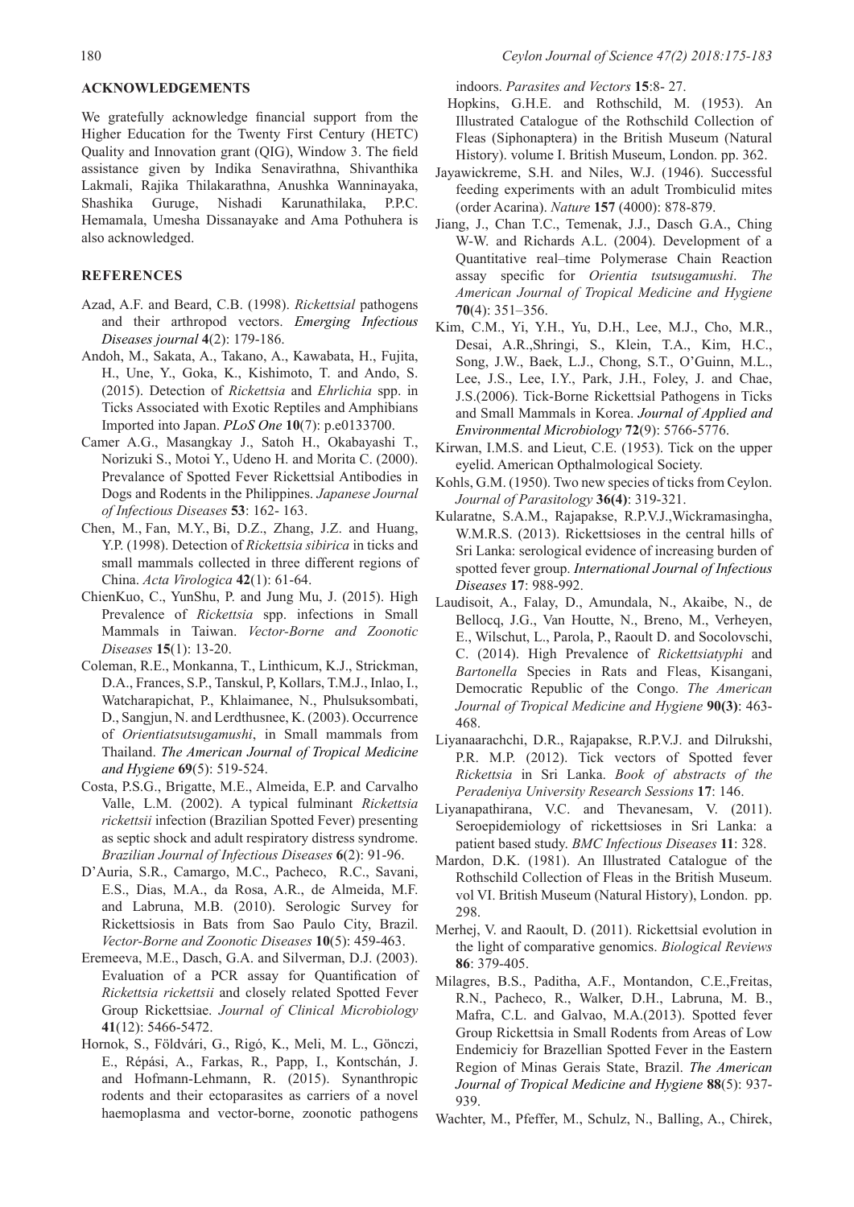## ACKNOWLEDGEMENTS

We gratefully acknowledge financial support from the Higher Education for the Twenty First Century (HETC) Quality and Innovation grant (QIG), Window 3. The field assistance given by Indika Senavirathna, Shivanthika Lakmali, Rajika Thilakarathna, Anushka Wanninayaka, Shashika Guruge, Nishadi Karunathilaka, P.P.C. Hemamala, Umesha Dissanayake and Ama Pothuhera is also acknowledged.

## REFERENCES

Azad, A.F. and Beard, C.B. (1998). *Rickettsial* pathogens and their arthropod vectors. *Emerging Infectious Diseases journal* **4**(2): 179-186.

Andoh, M., Sakata, A., Takano, A., Kawabata, H., Fujita, H., Une, Y., Goka, K., Kishimoto, T. and Ando, S. (2015). Detection of *Rickettsia* and *Ehrlichia* spp. in Ticks Associated with Exotic Reptiles and Amphibians Imported into Japan. *PLoS One* **10**(7): p.e0133700.

Camer A.G., Masangkay J., Satoh H., Okabayashi T., Norizuki S., Motoi Y., Udeno H. and Morita C. (2000). Prevalance of Spotted Fever Rickettsial Antibodies in Dogs and Rodents in the Philippines. *Japanese Journal of Infectious Diseases* **53**: 162- 163.

Chen, M., Fan, M.Y., Bi, D.Z., Zhang, J.Z. and Huang, Y.P. (1998). Detection of *Rickettsia sibirica* in ticks and small mammals collected in three different regions of China. *Acta Virologica* **42**(1): 61-64.

ChienKuo, C., YunShu, P. and Jung Mu, J. (2015). High Prevalence of *Rickettsia* spp. infections in Small Mammals in Taiwan. *Vector-Borne and Zoonotic Diseases* **15**(1): 13-20.

Coleman, R.E., Monkanna, T., Linthicum, K.J., Strickman, D.A., Frances, S.P., Tanskul, P, Kollars, T.M.J., Inlao, I., Watcharapichat, P., Khlaimanee, N., Phulsuksombati, D., Sangjun, N. and Lerdthusnee, K. (2003). Occurrence of *Orientiatsutsugamushi*, in Small mammals from Thailand. *The American Journal of Tropical Medicine and Hygiene* **69**(5): 519-524.

Costa, P.S.G., Brigatte, M.E., Almeida, E.P. and Carvalho Valle, L.M. (2002). A typical fulminant *Rickettsia rickettsii* infection (Brazilian Spotted Fever) presenting as septic shock and adult respiratory distress syndrome. *Brazilian Journal of Infectious Diseases* **6**(2): 91-96.

D'Auria, S.R., Camargo, M.C., Pacheco, R.C., Savani, E.S., Dias, M.A., da Rosa, A.R., de Almeida, M.F. and Labruna, M.B. (2010). Serologic Survey for Rickettsiosis in Bats from Sao Paulo City, Brazil. *Vector-Borne and Zoonotic Diseases* **10**(5): 459-463.

Eremeeva, M.E., Dasch, G.A. and Silverman, D.J. (2003). Evaluation of a PCR assay for Quantification of *Rickettsia rickettsii* and closely related Spotted Fever Group Rickettsiae. *Journal of Clinical Microbiology* **41**(12): 5466-5472.

Hornok, S., Földvári, G., Rigó, K., Meli, M. L., Gönczi, E., Répási, A., Farkas, R., Papp, I., Kontschán, J. and Hofmann-Lehmann, R. (2015). Synanthropic rodents and their ectoparasites as carriers of a novel haemoplasma and vector-borne, zoonotic pathogens indoors. *Parasites and Vectors* **15**:8- 27.

Hopkins, G.H.E. and Rothschild, M. (1953). An Illustrated Catalogue of the Rothschild Collection of Fleas (Siphonaptera) in the British Museum (Natural History). volume I. British Museum, London. pp. 362.

Jayawickreme, S.H. and Niles, W.J. (1946). Successful feeding experiments with an adult Trombiculid mites (order Acarina). *Nature* **157** (4000): 878-879.

Jiang, J., Chan T.C., Temenak, J.J., Dasch G.A., Ching W-W. and Richards A.L. (2004). Development of a Quantitative real–time Polymerase Chain Reaction assay specific for *Orientia tsutsugamushi*. *The American Journal of Tropical Medicine and Hygiene* **70**(4): 351–356.

Kim, C.M., Yi, Y.H., Yu, D.H., Lee, M.J., Cho, M.R., Desai, A.R.,Shringi, S., Klein, T.A., Kim, H.C., Song, J.W., Baek, L.J., Chong, S.T., O'Guinn, M.L., Lee, J.S., Lee, I.Y., Park, J.H., Foley, J. and Chae, J.S.(2006). Tick-Borne Rickettsial Pathogens in Ticks and Small Mammals in Korea. *Journal of Applied and Environmental Microbiology* **72**(9): 5766-5776.

Kirwan, I.M.S. and Lieut, C.E. (1953). Tick on the upper eyelid. American Opthalmological Society.

Kohls, G.M. (1950). Two new species of ticks from Ceylon. *Journal of Parasitology* **36(4)**: 319-321.

Kularatne, S.A.M., Rajapakse, R.P.V.J.,Wickramasingha, W.M.R.S. (2013). Rickettsioses in the central hills of Sri Lanka: serological evidence of increasing burden of spotted fever group. *International Journal of Infectious Diseases* **17**: 988-992.

Laudisoit, A., Falay, D., Amundala, N., Akaibe, N., de Bellocq, J.G., Van Houtte, N., Breno, M., Verheyen, E., Wilschut, L., Parola, P., Raoult D. and Socolovschi, C. (2014). High Prevalence of *Rickettsiatyphi* and *Bartonella* Species in Rats and Fleas, Kisangani, Democratic Republic of the Congo. *The American Journal of Tropical Medicine and Hygiene* **90(3)**: 463-468.

Liyanaarachchi, D.R., Rajapakse, R.P.V.J. and Dilrukshi, P.R. M.P. (2012). Tick vectors of Spotted fever *Rickettsia* in Sri Lanka. *Book of abstracts of the Peradeniya University Research Sessions* **17**: 146.

Liyanapathirana, V.C. and Thevanesam, V. (2011). Seroepidemiology of rickettsioses in Sri Lanka: a patient based study. *BMC Infectious Diseases* **11**: 328.

Mardon, D.K. (1981). An Illustrated Catalogue of the Rothschild Collection of Fleas in the British Museum. vol VI. British Museum (Natural History), London. pp. 298.

Merhej, V. and Raoult, D. (2011). Rickettsial evolution in the light of comparative genomics. *Biological Reviews* **86**: 379-405.

Milagres, B.S., Paditha, A.F., Montandon, C.E.,Freitas, R.N., Pacheco, R., Walker, D.H., Labruna, M. B., Mafra, C.L. and Galvao, M.A.(2013). Spotted fever Group Rickettsia in Small Rodents from Areas of Low Endemiciy for Brazellian Spotted Fever in the Eastern Region of Minas Gerais State, Brazil. *The American Journal of Tropical Medicine and Hygiene* **88**(5): 937-939.

Wachter, M., Pfeffer, M., Schulz, N., Balling, A., Chirek,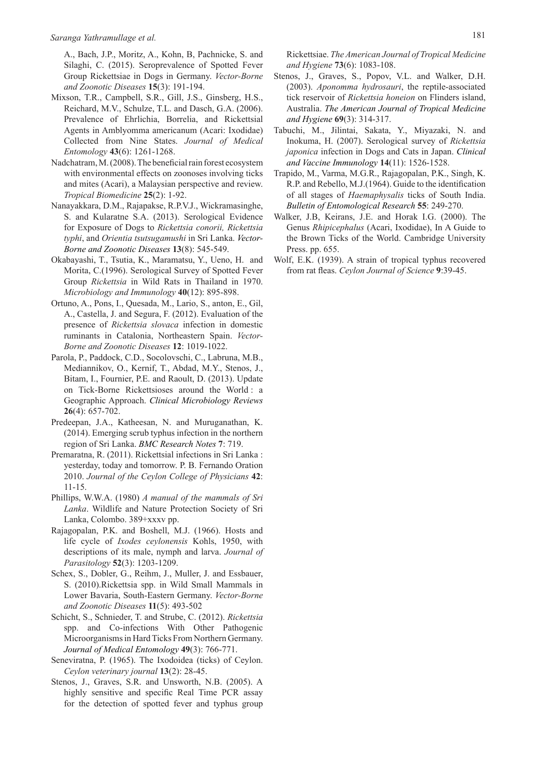A., Bach, J.P., Moritz, A., Kohn, B, Pachnicke, S. and Silaghi, C. (2015). Seroprevalence of Spotted Fever Group Rickettsiae in Dogs in Germany. *Vector-Borne and Zoonotic Diseases* **15**(3): 191-194.

Mixson, T.R., Campbell, S.R., Gill, J.S., Ginsberg, H.S., Reichard, M.V., Schulze, T.L. and Dasch, G.A. (2006). Prevalence of Ehrlichia, Borrelia, and Rickettsial Agents in Amblyomma americanum (Acari: Ixodidae) Collected from Nine States. *Journal of Medical Entomology* **43**(6): 1261-1268.

Nadchatram, M. (2008). The beneficial rain forest ecosystem with environmental effects on zoonoses involving ticks and mites (Acari), a Malaysian perspective and review. *Tropical Biomedicine* **25**(2): 1-92.

Nanayakkara, D.M., Rajapakse, R.P.V.J., Wickramasinghe, S. and Kularatne S.A. (2013). Serological Evidence for Exposure of Dogs to *Rickettsia conorii, Rickettsia typhi*, and *Orientia tsutsugamushi* in Sri Lanka. *Vector-Borne and Zoonotic Diseases* **13**(8): 545-549.

Okabayashi, T., Tsutia, K., Maramatsu, Y., Ueno, H. and Morita, C.(1996). Serological Survey of Spotted Fever Group *Rickettsia* in Wild Rats in Thailand in 1970. *Microbiology and Immunology* **40**(12): 895-898.

Ortuno, A., Pons, I., Quesada, M., Lario, S., anton, E., Gil, A., Castella, J. and Segura, F. (2012). Evaluation of the presence of *Rickettsia slovaca* infection in domestic ruminants in Catalonia, Northeastern Spain. *Vector-Borne and Zoonotic Diseases* **12**: 1019-1022.

Parola, P., Paddock, C.D., Socolovschi, C., Labruna, M.B., Mediannikov, O., Kernif, T., Abdad, M.Y., Stenos, J., Bitam, I., Fournier, P.E. and Raoult, D. (2013). Update on Tick-Borne Rickettsioses around the World : a Geographic Approach. *Clinical Microbiology Reviews* **26**(4): 657-702.

Predeepan, J.A., Katheesan, N. and Muruganathan, K. (2014). Emerging scrub typhus infection in the northern region of Sri Lanka. *BMC Research Notes* **7**: 719.

Premaratna, R. (2011). Rickettsial infections in Sri Lanka : yesterday, today and tomorrow. P. B. Fernando Oration 2010. *Journal of the Ceylon College of Physicians* **42**: 11-15.

Phillips, W.W.A. (1980) *A manual of the mammals of Sri Lanka*. Wildlife and Nature Protection Society of Sri Lanka, Colombo. 389+xxxv pp.

Rajagopalan, P.K. and Boshell, M.J. (1966). Hosts and life cycle of *Ixodes ceylonensis* Kohls, 1950, with descriptions of its male, nymph and larva. *Journal of Parasitology* **52**(3): 1203-1209.

Schex, S., Dobler, G., Reihm, J., Muller, J. and Essbauer, S. (2010).Rickettsia spp. in Wild Small Mammals in Lower Bavaria, South-Eastern Germany. *Vector-Borne and Zoonotic Diseases* **11**(5): 493-502

Schicht, S., Schnieder, T. and Strube, C. (2012). *Rickettsia* spp. and Co-infections With Other Pathogenic Microorganisms in Hard Ticks From Northern Germany. *Journal of Medical Entomology* **49**(3): 766-771.

Seneviratna, P. (1965). The Ixodoidea (ticks) of Ceylon. *Ceylon veterinary journal* **13**(2): 28-45.

Stenos, J., Graves, S.R. and Unsworth, N.B. (2005). A highly sensitive and specific Real Time PCR assay for the detection of spotted fever and typhus group Rickettsiae. *The American Journal of Tropical Medicine and Hygiene* **73**(6): 1083-108.

Stenos, J., Graves, S., Popov, V.L. and Walker, D.H. (2003). *Aponomma hydrosauri*, the reptile-associated tick reservoir of *Rickettsia honeion* on Flinders island, Australia. *The American Journal of Tropical Medicine and Hygiene* **69**(3): 314-317.

Tabuchi, M., Jilintai, Sakata, Y., Miyazaki, N. and Inokuma, H. (2007). Serological survey of *Rickettsia japonica* infection in Dogs and Cats in Japan. *Clinical and Vaccine Immunology* **14**(11): 1526-1528.

Trapido, M., Varma, M.G.R., Rajagopalan, P.K., Singh, K. R.P. and Rebello, M.J.(1964). Guide to the identification of all stages of *Haemaphysalis* ticks of South India. *Bulletin of Entomological Research* **55**: 249-270.

Walker, J.B, Keirans, J.E. and Horak I.G. (2000). The Genus *Rhipicephalus* (Acari, Ixodidae), In A Guide to the Brown Ticks of the World. Cambridge University Press. pp. 655.

Wolf, E.K. (1939). A strain of tropical typhus recovered from rat fleas. *Ceylon Journal of Science* **9**:39-45.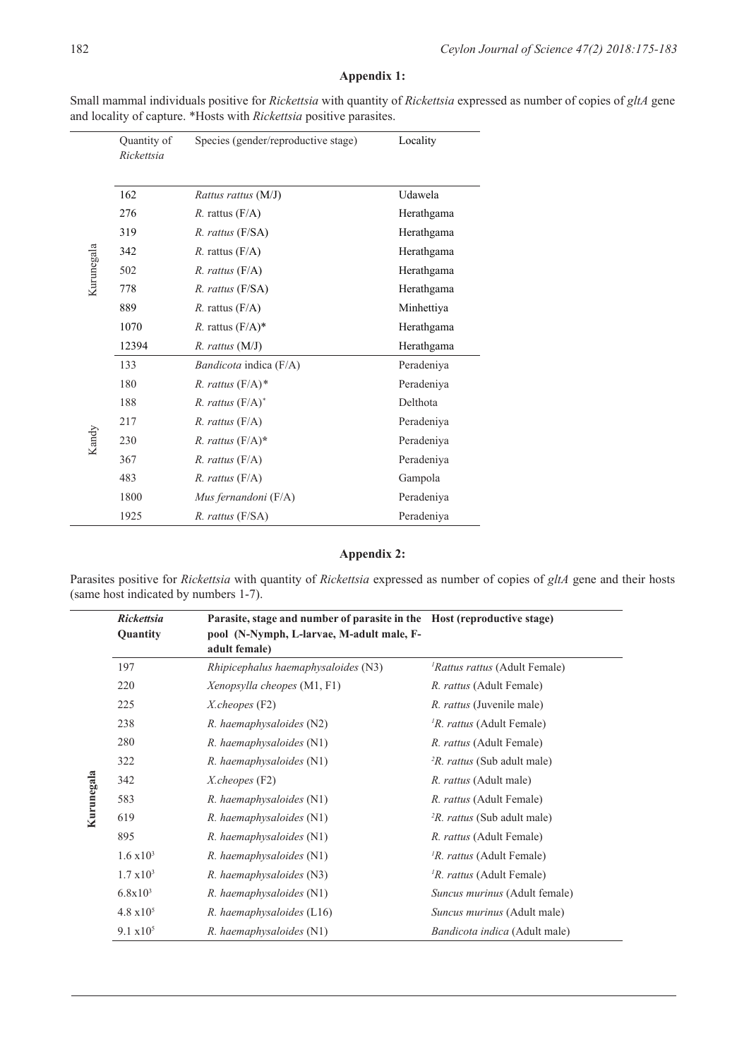**Appendix 1:**

Small mammal individuals positive for *Rickettsia* with quantity of *Rickettsia* expressed as number of copies of *gltA* gene and locality of capture. *Hosts with *Rickettsia* positive parasites.

| | Quantity of *Rickettsia* | Species (gender/reproductive stage) | Locality |
|---|---|---|---|
| Kurunegala | 162 | *Rattus rattus* (M/J) | Udawela |
| | 276 | *R.* rattus (F/A) | Herathgama |
| | 319 | *R. rattus* (F/SA) | Herathgama |
| | 342 | *R.* rattus (F/A) | Herathgama |
| | 502 | *R. rattus* (F/A) | Herathgama |
| | 778 | *R. rattus* (F/SA) | Herathgama |
| | 889 | *R.* rattus (F/A) | Minhettiya |
| | 1070 | *R.* rattus (F/A)* | Herathgama |
| | 12394 | *R. rattus* (M/J) | Herathgama |
| Kandy | 133 | *Bandicota* indica (F/A) | Peradeniya |
| | 180 | *R. rattus* (F/A)* | Peradeniya |
| | 188 | *R. rattus* (F/A)* | Delthota |
| | 217 | *R. rattus* (F/A) | Peradeniya |
| | 230 | *R. rattus* (F/A)* | Peradeniya |
| | 367 | *R. rattus* (F/A) | Peradeniya |
| | 483 | *R. rattus* (F/A) | Gampola |
| | 1800 | *Mus fernandoni* (F/A) | Peradeniya |
| | 1925 | *R. rattus* (F/SA) | Peradeniya |

**Appendix 2:**

Parasites positive for *Rickettsia* with quantity of *Rickettsia* expressed as number of copies of *gltA* gene and their hosts (same host indicated by numbers 1-7).

| | ***Rickettsia* Quantity** | **Parasite, stage and number of parasite in the pool (N-Nymph, L-larvae, M-adult male, F-adult female)** | **Host (reproductive stage)** |
|---|---|---|---|
| **Kurunegala** | 197 | *Rhipicephalus haemaphysaloides* (N3) | [1]*Rattus rattus* (Adult Female) |
| | 220 | *Xenopsylla cheopes* (M1, F1) | *R. rattus* (Adult Female) |
| | 225 | *X.cheopes* (F2) | *R. rattus* (Juvenile male) |
| | 238 | *R. haemaphysaloides* (N2) | [1]*R. rattus* (Adult Female) |
| | 280 | *R. haemaphysaloides* (N1) | *R. rattus* (Adult Female) |
| | 322 | *R. haemaphysaloides* (N1) | [2]*R. rattus* (Sub adult male) |
| | 342 | *X.cheopes* (F2) | *R. rattus* (Adult male) |
| | 583 | *R. haemaphysaloides* (N1) | *R. rattus* (Adult Female) |
| | 619 | *R. haemaphysaloides* (N1) | [2]*R. rattus* (Sub adult male) |
| | 895 | *R. haemaphysaloides* (N1) | *R. rattus* (Adult Female) |
| | $1.6 \times 10^3$ | *R. haemaphysaloides* (N1) | [1]*R. rattus* (Adult Female) |
| | $1.7 \times 10^3$ | *R. haemaphysaloides* (N3) | [1]*R. rattus* (Adult Female) |
| | $6.8 \times 10^3$ | *R. haemaphysaloides* (N1) | *Suncus murinus* (Adult female) |
| | $4.8 \times 10^5$ | *R. haemaphysaloides* (L16) | *Suncus murinus* (Adult male) |
| | $9.1 \times 10^5$ | *R. haemaphysaloides* (N1) | *Bandicota indica* (Adult male) |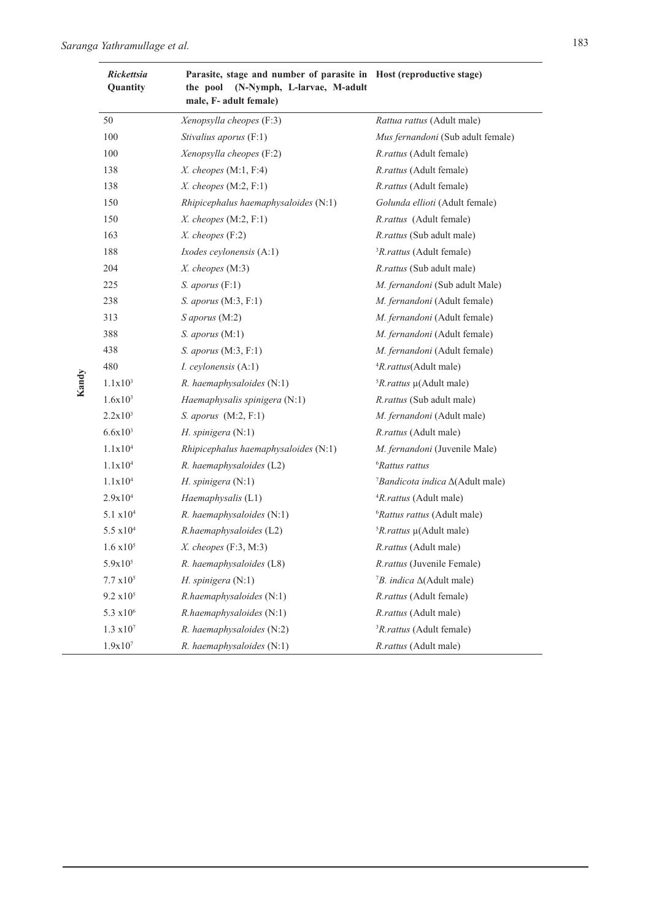| | *Rickettsia* Quantity | Parasite, stage and number of parasite in the pool (N-Nymph, L-larvae, M-adult male, F- adult female) | Host (reproductive stage) |
|---|---|---|---|
| Kandy | 50 | *Xenopsylla cheopes* (F:3) | *Rattua rattus* (Adult male) |
| | 100 | *Stivalius aporus* (F:1) | *Mus fernandoni* (Sub adult female) |
| | 100 | *Xenopsylla cheopes* (F:2) | *R.rattus* (Adult female) |
| | 138 | *X. cheopes* (M:1, F:4) | *R.rattus* (Adult female) |
| | 138 | *X. cheopes* (M:2, F:1) | *R.rattus* (Adult female) |
| | 150 | *Rhipicephalus haemaphysaloides* (N:1) | *Golunda ellioti* (Adult female) |
| | 150 | *X. cheopes* (M:2, F:1) | *R.rattus* (Adult female) |
| | 163 | *X. cheopes* (F:2) | *R.rattus* (Sub adult male) |
| | 188 | *Ixodes ceylonensis* (A:1) | [3]*R.rattus* (Adult female) |
| | 204 | *X. cheopes* (M:3) | *R.rattus* (Sub adult male) |
| | 225 | *S. aporus* (F:1) | *M. fernandoni* (Sub adult Male) |
| | 238 | *S. aporus* (M:3, F:1) | *M. fernandoni* (Adult female) |
| | 313 | *S aporus* (M:2) | *M. fernandoni* (Adult female) |
| | 388 | *S. aporus* (M:1) | *M. fernandoni* (Adult female) |
| | 438 | *S. aporus* (M:3, F:1) | *M. fernandoni* (Adult female) |
| | 480 | *I. ceylonensis* (A:1) | [4]*R.rattus*(Adult male) |
| | $1.1x10^3$ | *R. haemaphysaloides* (N:1) | [5]*R.rattus* µ(Adult male) |
| | $1.6x10^3$ | *Haemaphysalis spinigera* (N:1) | *R.rattus* (Sub adult male) |
| | $2.2x10^3$ | *S. aporus* (M:2, F:1) | *M. fernandoni* (Adult male) |
| | $6.6x10^3$ | *H. spinigera* (N:1) | *R.rattus* (Adult male) |
| | $1.1x10^4$ | *Rhipicephalus haemaphysaloides* (N:1) | *M. fernandoni* (Juvenile Male) |
| | $1.1x10^4$ | *R. haemaphysaloides* (L2) | [6]*Rattus rattus* |
| | $1.1x10^4$ | *H. spinigera* (N:1) | [7]*Bandicota indica* ∆(Adult male) |
| | $2.9x10^4$ | *Haemaphysalis* (L1) | [4]*R.rattus* (Adult male) |
| | $5.1\ x10^4$ | *R. haemaphysaloides* (N:1) | [6]*Rattus rattus* (Adult male) |
| | $5.5\ x10^4$ | *R.haemaphysaloides* (L2) | [5]*R.rattus* µ(Adult male) |
| | $1.6\ x10^5$ | *X. cheopes* (F:3, M:3) | *R.rattus* (Adult male) |
| | $5.9x10^5$ | *R. haemaphysaloides* (L8) | *R.rattus* (Juvenile Female) |
| | $7.7\ x10^5$ | *H. spinigera* (N:1) | [7]*B. indica* ∆(Adult male) |
| | $9.2\ x10^5$ | *R.haemaphysaloides* (N:1) | *R.rattus* (Adult female) |
| | $5.3\ x10^6$ | *R.haemaphysaloides* (N:1) | *R.rattus* (Adult male) |
| | $1.3\ x10^7$ | *R. haemaphysaloides* (N:2) | [3]*R.rattus* (Adult female) |
| | $1.9x10^7$ | *R. haemaphysaloides* (N:1) | *R.rattus* (Adult male) |